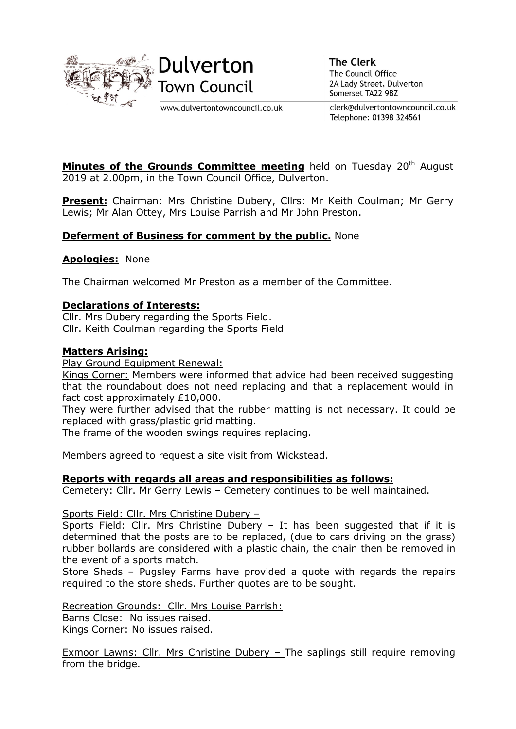Dulverton Town Council

www.dulvertontowncouncil.co.uk

**The Clerk**
The Council Office
2A Lady Street, Dulverton
Somerset TA22 9BZ

clerk@dulvertontowncouncil.co.uk
Telephone: 01398 324561

**Minutes of the Grounds Committee meeting** held on Tuesday 20th August 2019 at 2.00pm, in the Town Council Office, Dulverton.

**Present:** Chairman: Mrs Christine Dubery, Cllrs: Mr Keith Coulman; Mr Gerry Lewis; Mr Alan Ottey, Mrs Louise Parrish and Mr John Preston.

**Deferment of Business for comment by the public.** None

**Apologies:** None

The Chairman welcomed Mr Preston as a member of the Committee.

**Declarations of Interests:**
Cllr. Mrs Dubery regarding the Sports Field.
Cllr. Keith Coulman regarding the Sports Field

**Matters Arising:**
Play Ground Equipment Renewal:
Kings Corner: Members were informed that advice had been received suggesting that the roundabout does not need replacing and that a replacement would in fact cost approximately £10,000.
They were further advised that the rubber matting is not necessary. It could be replaced with grass/plastic grid matting.
The frame of the wooden swings requires replacing.

Members agreed to request a site visit from Wickstead.

**Reports with regards all areas and responsibilities as follows:**
Cemetery: Cllr. Mr Gerry Lewis – Cemetery continues to be well maintained.

Sports Field: Cllr. Mrs Christine Dubery –
Sports Field: Cllr. Mrs Christine Dubery – It has been suggested that if it is determined that the posts are to be replaced, (due to cars driving on the grass) rubber bollards are considered with a plastic chain, the chain then be removed in the event of a sports match.
Store Sheds – Pugsley Farms have provided a quote with regards the repairs required to the store sheds. Further quotes are to be sought.

Recreation Grounds: Cllr. Mrs Louise Parrish:
Barns Close: No issues raised.
Kings Corner: No issues raised.

Exmoor Lawns: Cllr. Mrs Christine Dubery – The saplings still require removing from the bridge.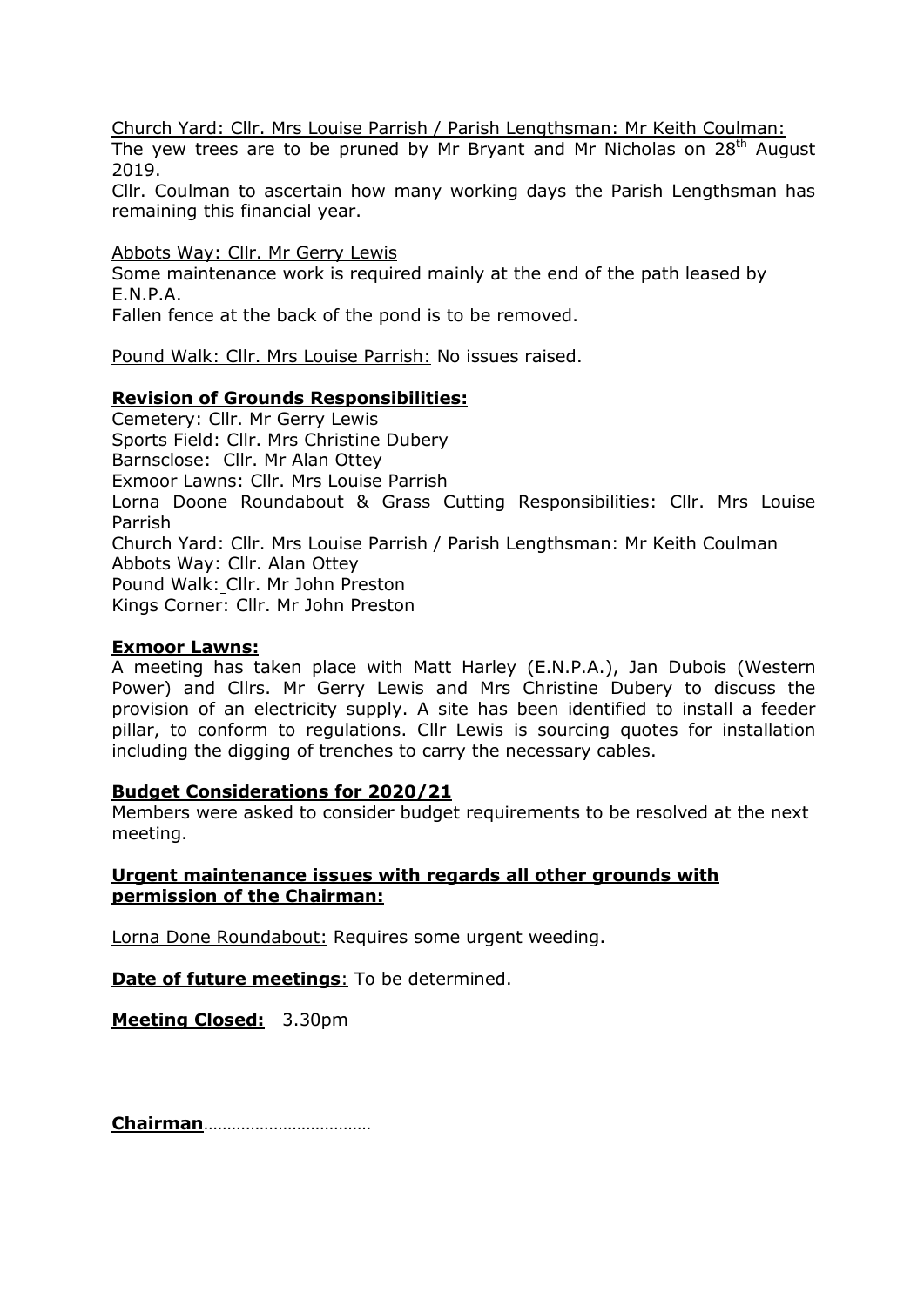Church Yard: Cllr. Mrs Louise Parrish / Parish Lengthsman: Mr Keith Coulman:

The yew trees are to be pruned by Mr Bryant and Mr Nicholas on 28th August 2019.

Cllr. Coulman to ascertain how many working days the Parish Lengthsman has remaining this financial year.

Abbots Way: Cllr. Mr Gerry Lewis

Some maintenance work is required mainly at the end of the path leased by E.N.P.A.

Fallen fence at the back of the pond is to be removed.

Pound Walk: Cllr. Mrs Louise Parrish: No issues raised.

**Revision of Grounds Responsibilities:**

Cemetery: Cllr. Mr Gerry Lewis
Sports Field: Cllr. Mrs Christine Dubery
Barnsclose: Cllr. Mr Alan Ottey
Exmoor Lawns: Cllr. Mrs Louise Parrish
Lorna Doone Roundabout & Grass Cutting Responsibilities: Cllr. Mrs Louise Parrish
Church Yard: Cllr. Mrs Louise Parrish / Parish Lengthsman: Mr Keith Coulman
Abbots Way: Cllr. Alan Ottey
Pound Walk: Cllr. Mr John Preston
Kings Corner: Cllr. Mr John Preston

**Exmoor Lawns:**

A meeting has taken place with Matt Harley (E.N.P.A.), Jan Dubois (Western Power) and Cllrs. Mr Gerry Lewis and Mrs Christine Dubery to discuss the provision of an electricity supply. A site has been identified to install a feeder pillar, to conform to regulations. Cllr Lewis is sourcing quotes for installation including the digging of trenches to carry the necessary cables.

**Budget Considerations for 2020/21**

Members were asked to consider budget requirements to be resolved at the next meeting.

**Urgent maintenance issues with regards all other grounds with permission of the Chairman:**

Lorna Done Roundabout: Requires some urgent weeding.

**Date of future meetings**: To be determined.

**Meeting Closed:** 3.30pm

**Chairman**………………………………